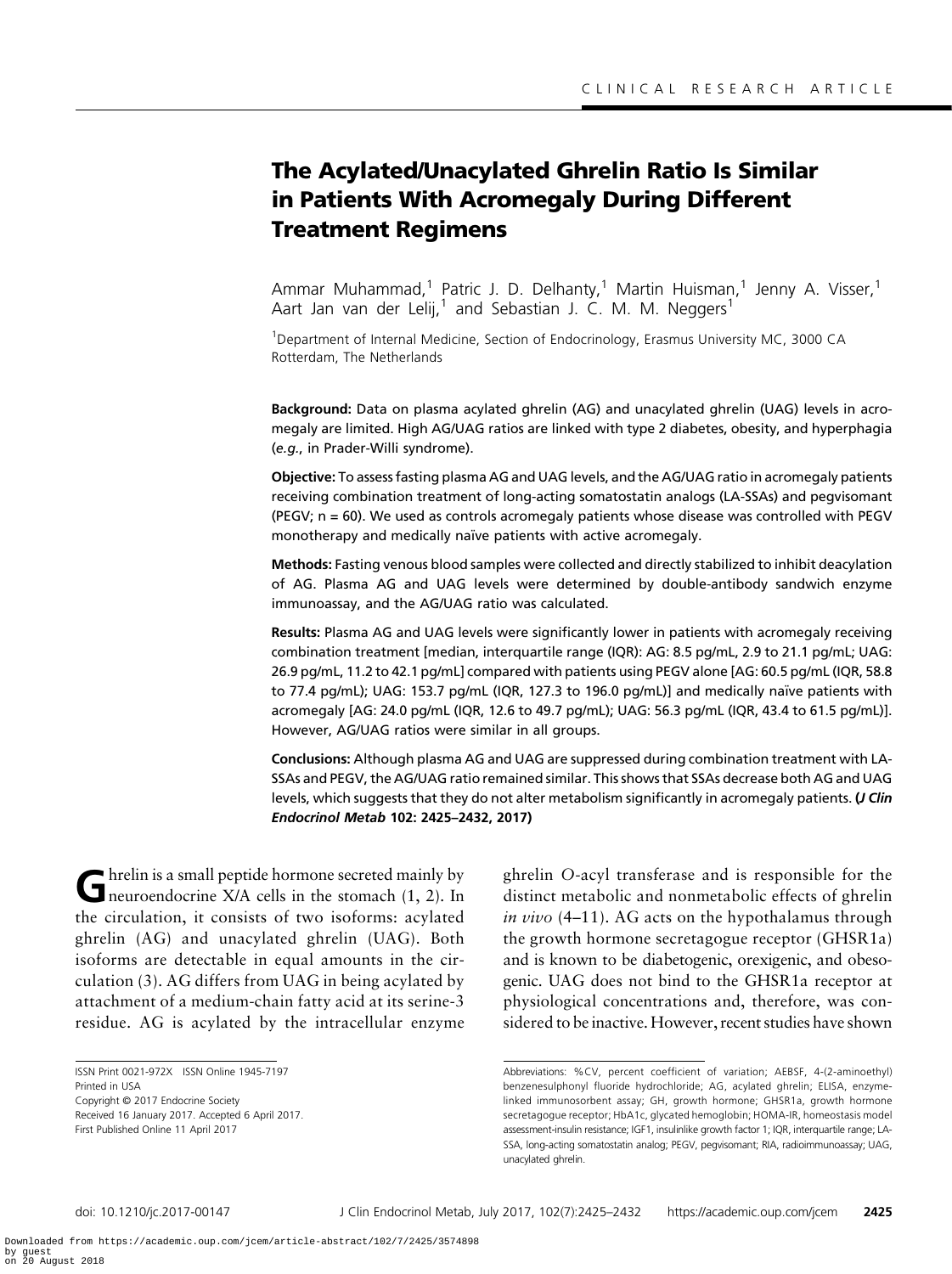CLINICAL RESEARCH ARTICLE

# The Acylated/Unacylated Ghrelin Ratio Is Similar in Patients With Acromegaly During Different Treatment Regimens

Ammar Muhammad,[1] Patric J. D. Delhanty,[1] Martin Huisman,[1] Jenny A. Visser,[1] Aart Jan van der Lelij,[1] and Sebastian J. C. M. M. Neggers[1]

[1]Department of Internal Medicine, Section of Endocrinology, Erasmus University MC, 3000 CA Rotterdam, The Netherlands

**Background:** Data on plasma acylated ghrelin (AG) and unacylated ghrelin (UAG) levels in acromegaly are limited. High AG/UAG ratios are linked with type 2 diabetes, obesity, and hyperphagia (*e.g.*, in Prader-Willi syndrome).

**Objective:** To assess fasting plasma AG and UAG levels, and the AG/UAG ratio in acromegaly patients receiving combination treatment of long-acting somatostatin analogs (LA-SSAs) and pegvisomant (PEGV; n = 60). We used as controls acromegaly patients whose disease was controlled with PEGV monotherapy and medically naïve patients with active acromegaly.

**Methods:** Fasting venous blood samples were collected and directly stabilized to inhibit deacylation of AG. Plasma AG and UAG levels were determined by double-antibody sandwich enzyme immunoassay, and the AG/UAG ratio was calculated.

**Results:** Plasma AG and UAG levels were significantly lower in patients with acromegaly receiving combination treatment [median, interquartile range (IQR): AG: 8.5 pg/mL, 2.9 to 21.1 pg/mL; UAG: 26.9 pg/mL, 11.2 to 42.1 pg/mL] compared with patients using PEGV alone [AG: 60.5 pg/mL (IQR, 58.8 to 77.4 pg/mL); UAG: 153.7 pg/mL (IQR, 127.3 to 196.0 pg/mL)] and medically naïve patients with acromegaly [AG: 24.0 pg/mL (IQR, 12.6 to 49.7 pg/mL); UAG: 56.3 pg/mL (IQR, 43.4 to 61.5 pg/mL)]. However, AG/UAG ratios were similar in all groups.

**Conclusions:** Although plasma AG and UAG are suppressed during combination treatment with LA-SSAs and PEGV, the AG/UAG ratio remained similar. This shows that SSAs decrease both AG and UAG levels, which suggests that they do not alter metabolism significantly in acromegaly patients. ***(J Clin Endocrinol Metab* 102: 2425–2432, 2017)**

Ghrelin is a small peptide hormone secreted mainly by neuroendocrine X/A cells in the stomach (1, 2). In the circulation, it consists of two isoforms: acylated ghrelin (AG) and unacylated ghrelin (UAG). Both isoforms are detectable in equal amounts in the circulation (3). AG differs from UAG in being acylated by attachment of a medium-chain fatty acid at its serine-3 residue. AG is acylated by the intracellular enzyme ghrelin *O*-acyl transferase and is responsible for the distinct metabolic and nonmetabolic effects of ghrelin *in vivo* (4–11). AG acts on the hypothalamus through the growth hormone secretagogue receptor (GHSR1a) and is known to be diabetogenic, orexigenic, and obesogenic. UAG does not bind to the GHSR1a receptor at physiological concentrations and, therefore, was considered to be inactive. However, recent studies have shown

ISSN Print 0021-972X ISSN Online 1945-7197
Printed in USA
Copyright © 2017 Endocrine Society
Received 16 January 2017. Accepted 6 April 2017.
First Published Online 11 April 2017

Abbreviations: %CV, percent coefficient of variation; AEBSF, 4-(2-aminoethyl) benzenesulphonyl fluoride hydrochloride; AG, acylated ghrelin; ELISA, enzyme-linked immunosorbent assay; GH, growth hormone; GHSR1a, growth hormone secretagogue receptor; HbA1c, glycated hemoglobin; HOMA-IR, homeostasis model assessment-insulin resistance; IGF1, insulinlike growth factor 1; IQR, interquartile range; LA-SSA, long-acting somatostatin analog; PEGV, pegvisomant; RIA, radioimmunoassay; UAG, unacylated ghrelin.

doi: 10.1210/jc.2017-00147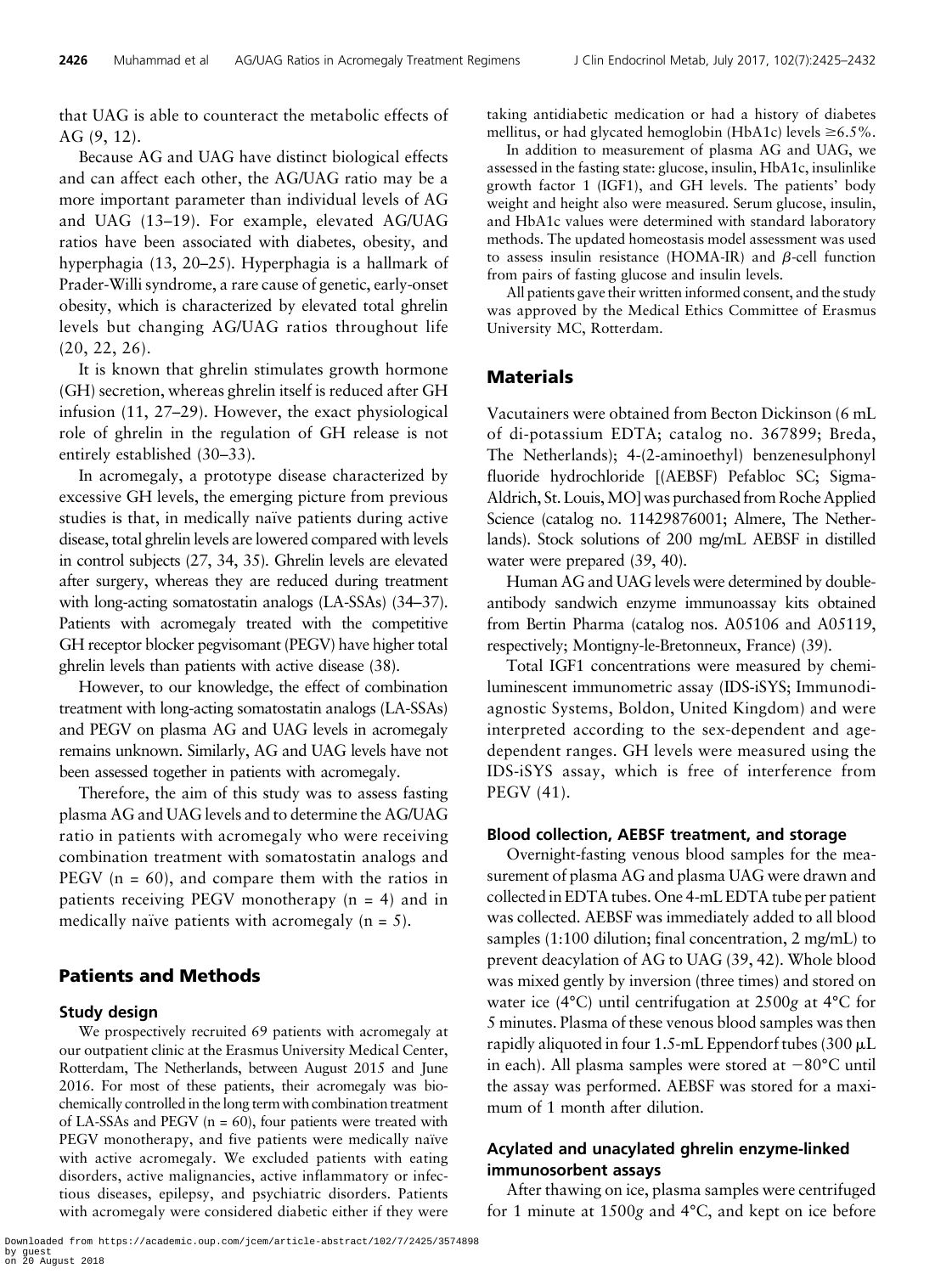that UAG is able to counteract the metabolic effects of AG (9, 12).

Because AG and UAG have distinct biological effects and can affect each other, the AG/UAG ratio may be a more important parameter than individual levels of AG and UAG (13–19). For example, elevated AG/UAG ratios have been associated with diabetes, obesity, and hyperphagia (13, 20–25). Hyperphagia is a hallmark of Prader-Willi syndrome, a rare cause of genetic, early-onset obesity, which is characterized by elevated total ghrelin levels but changing AG/UAG ratios throughout life (20, 22, 26).

It is known that ghrelin stimulates growth hormone (GH) secretion, whereas ghrelin itself is reduced after GH infusion (11, 27–29). However, the exact physiological role of ghrelin in the regulation of GH release is not entirely established (30–33).

In acromegaly, a prototype disease characterized by excessive GH levels, the emerging picture from previous studies is that, in medically naïve patients during active disease, total ghrelin levels are lowered compared with levels in control subjects (27, 34, 35). Ghrelin levels are elevated after surgery, whereas they are reduced during treatment with long-acting somatostatin analogs (LA-SSAs) (34–37). Patients with acromegaly treated with the competitive GH receptor blocker pegvisomant (PEGV) have higher total ghrelin levels than patients with active disease (38).

However, to our knowledge, the effect of combination treatment with long-acting somatostatin analogs (LA-SSAs) and PEGV on plasma AG and UAG levels in acromegaly remains unknown. Similarly, AG and UAG levels have not been assessed together in patients with acromegaly.

Therefore, the aim of this study was to assess fasting plasma AG and UAG levels and to determine the AG/UAG ratio in patients with acromegaly who were receiving combination treatment with somatostatin analogs and PEGV (n = 60), and compare them with the ratios in patients receiving PEGV monotherapy (n = 4) and in medically naïve patients with acromegaly (n = 5).

## Patients and Methods

### Study design

We prospectively recruited 69 patients with acromegaly at our outpatient clinic at the Erasmus University Medical Center, Rotterdam, The Netherlands, between August 2015 and June 2016. For most of these patients, their acromegaly was biochemically controlled in the long term with combination treatment of LA-SSAs and PEGV (n = 60), four patients were treated with PEGV monotherapy, and five patients were medically naïve with active acromegaly. We excluded patients with eating disorders, active malignancies, active inflammatory or infectious diseases, epilepsy, and psychiatric disorders. Patients with acromegaly were considered diabetic either if they were taking antidiabetic medication or had a history of diabetes mellitus, or had glycated hemoglobin (HbA1c) levels ≥6.5%.

In addition to measurement of plasma AG and UAG, we assessed in the fasting state: glucose, insulin, HbA1c, insulinlike growth factor 1 (IGF1), and GH levels. The patients' body weight and height also were measured. Serum glucose, insulin, and HbA1c values were determined with standard laboratory methods. The updated homeostasis model assessment was used to assess insulin resistance (HOMA-IR) and β-cell function from pairs of fasting glucose and insulin levels.

All patients gave their written informed consent, and the study was approved by the Medical Ethics Committee of Erasmus University MC, Rotterdam.

## Materials

Vacutainers were obtained from Becton Dickinson (6 mL of di-potassium EDTA; catalog no. 367899; Breda, The Netherlands); 4-(2-aminoethyl) benzenesulphonyl fluoride hydrochloride [(AEBSF) Pefabloc SC; Sigma-Aldrich, St. Louis, MO] was purchased from Roche Applied Science (catalog no. 11429876001; Almere, The Netherlands). Stock solutions of 200 mg/mL AEBSF in distilled water were prepared (39, 40).

Human AG and UAG levels were determined by double-antibody sandwich enzyme immunoassay kits obtained from Bertin Pharma (catalog nos. A05106 and A05119, respectively; Montigny-le-Bretonneux, France) (39).

Total IGF1 concentrations were measured by chemiluminescent immunometric assay (IDS-iSYS; Immunodiagnostic Systems, Boldon, United Kingdom) and were interpreted according to the sex-dependent and age-dependent ranges. GH levels were measured using the IDS-iSYS assay, which is free of interference from PEGV (41).

### Blood collection, AEBSF treatment, and storage

Overnight-fasting venous blood samples for the measurement of plasma AG and plasma UAG were drawn and collected in EDTA tubes. One 4-mL EDTA tube per patient was collected. AEBSF was immediately added to all blood samples (1:100 dilution; final concentration, 2 mg/mL) to prevent deacylation of AG to UAG (39, 42). Whole blood was mixed gently by inversion (three times) and stored on water ice (4°C) until centrifugation at 2500*g* at 4°C for 5 minutes. Plasma of these venous blood samples was then rapidly aliquoted in four 1.5-mL Eppendorf tubes (300 μL in each). All plasma samples were stored at −80°C until the assay was performed. AEBSF was stored for a maximum of 1 month after dilution.

### Acylated and unacylated ghrelin enzyme-linked immunosorbent assays

After thawing on ice, plasma samples were centrifuged for 1 minute at 1500*g* and 4°C, and kept on ice before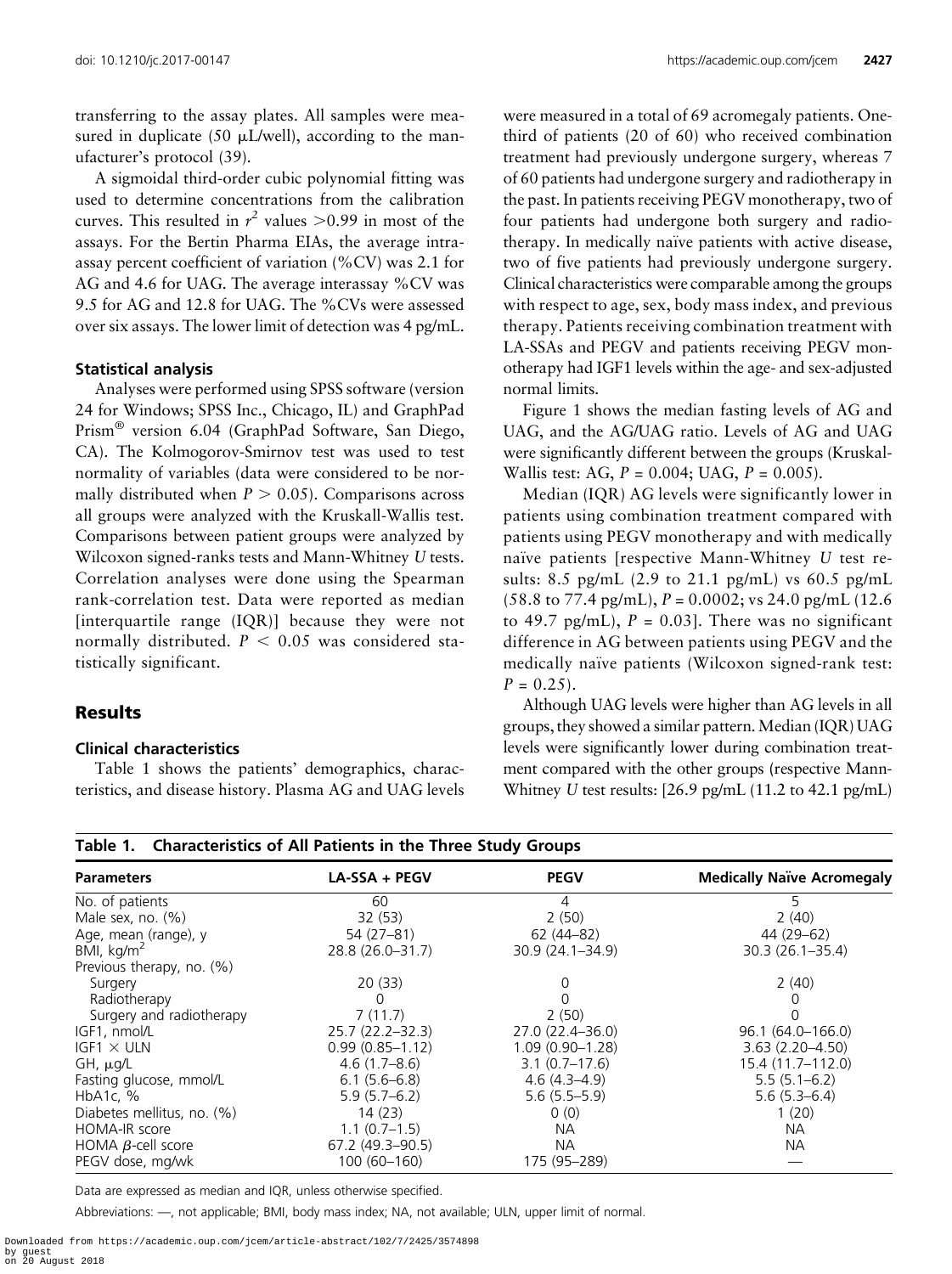transferring to the assay plates. All samples were measured in duplicate (50 μL/well), according to the manufacturer's protocol (39).

A sigmoidal third-order cubic polynomial fitting was used to determine concentrations from the calibration curves. This resulted in $r^2$ values >0.99 in most of the assays. For the Bertin Pharma EIAs, the average intra-assay percent coefficient of variation (%CV) was 2.1 for AG and 4.6 for UAG. The average interassay %CV was 9.5 for AG and 12.8 for UAG. The %CVs were assessed over six assays. The lower limit of detection was 4 pg/mL.

### Statistical analysis

Analyses were performed using SPSS software (version 24 for Windows; SPSS Inc., Chicago, IL) and GraphPad Prism® version 6.04 (GraphPad Software, San Diego, CA). The Kolmogorov-Smirnov test was used to test normality of variables (data were considered to be normally distributed when $P > 0.05$). Comparisons across all groups were analyzed with the Kruskall-Wallis test. Comparisons between patient groups were analyzed by Wilcoxon signed-ranks tests and Mann-Whitney $U$ tests. Correlation analyses were done using the Spearman rank-correlation test. Data were reported as median [interquartile range (IQR)] because they were not normally distributed. $P < 0.05$ was considered statistically significant.

## Results

### Clinical characteristics

Table 1 shows the patients' demographics, characteristics, and disease history. Plasma AG and UAG levels were measured in a total of 69 acromegaly patients. One-third of patients (20 of 60) who received combination treatment had previously undergone surgery, whereas 7 of 60 patients had undergone surgery and radiotherapy in the past. In patients receiving PEGV monotherapy, two of four patients had undergone both surgery and radiotherapy. In medically naïve patients with active disease, two of five patients had previously undergone surgery. Clinical characteristics were comparable among the groups with respect to age, sex, body mass index, and previous therapy. Patients receiving combination treatment with LA-SSAs and PEGV and patients receiving PEGV monotherapy had IGF1 levels within the age- and sex-adjusted normal limits.

Figure 1 shows the median fasting levels of AG and UAG, and the AG/UAG ratio. Levels of AG and UAG were significantly different between the groups (Kruskal-Wallis test: AG, $P = 0.004$; UAG, $P = 0.005$).

Median (IQR) AG levels were significantly lower in patients using combination treatment compared with patients using PEGV monotherapy and with medically naïve patients [respective Mann-Whitney $U$ test results: 8.5 pg/mL (2.9 to 21.1 pg/mL) vs 60.5 pg/mL (58.8 to 77.4 pg/mL), $P = 0.0002$; vs 24.0 pg/mL (12.6 to 49.7 pg/mL), $P = 0.03$]. There was no significant difference in AG between patients using PEGV and the medically naïve patients (Wilcoxon signed-rank test: $P = 0.25$).

Although UAG levels were higher than AG levels in all groups, they showed a similar pattern. Median (IQR) UAG levels were significantly lower during combination treatment compared with the other groups (respective Mann-Whitney $U$ test results: [26.9 pg/mL (11.2 to 42.1 pg/mL)

**Table 1. Characteristics of All Patients in the Three Study Groups**

| Parameters | LA-SSA + PEGV | PEGV | Medically Naïve Acromegaly |
|---|---|---|---|
| No. of patients | 60 | 4 | 5 |
| Male sex, no. (%) | 32 (53) | 2 (50) | 2 (40) |
| Age, mean (range), y | 54 (27–81) | 62 (44–82) | 44 (29–62) |
| BMI, kg/m$^2$ | 28.8 (26.0–31.7) | 30.9 (24.1–34.9) | 30.3 (26.1–35.4) |
| Previous therapy, no. (%) | | | |
| Surgery | 20 (33) | 0 | 2 (40) |
| Radiotherapy | 0 | 0 | 0 |
| Surgery and radiotherapy | 7 (11.7) | 2 (50) | 0 |
| IGF1, nmol/L | 25.7 (22.2–32.3) | 27.0 (22.4–36.0) | 96.1 (64.0–166.0) |
| IGF1 × ULN | 0.99 (0.85–1.12) | 1.09 (0.90–1.28) | 3.63 (2.20–4.50) |
| GH, μg/L | 4.6 (1.7–8.6) | 3.1 (0.7–17.6) | 15.4 (11.7–112.0) |
| Fasting glucose, mmol/L | 6.1 (5.6–6.8) | 4.6 (4.3–4.9) | 5.5 (5.1–6.2) |
| HbA1c, % | 5.9 (5.7–6.2) | 5.6 (5.5–5.9) | 5.6 (5.3–6.4) |
| Diabetes mellitus, no. (%) | 14 (23) | 0 (0) | 1 (20) |
| HOMA-IR score | 1.1 (0.7–1.5) | NA | NA |
| HOMA β-cell score | 67.2 (49.3–90.5) | NA | NA |
| PEGV dose, mg/wk | 100 (60–160) | 175 (95–289) | — |

Data are expressed as median and IQR, unless otherwise specified.

Abbreviations: —, not applicable; BMI, body mass index; NA, not available; ULN, upper limit of normal.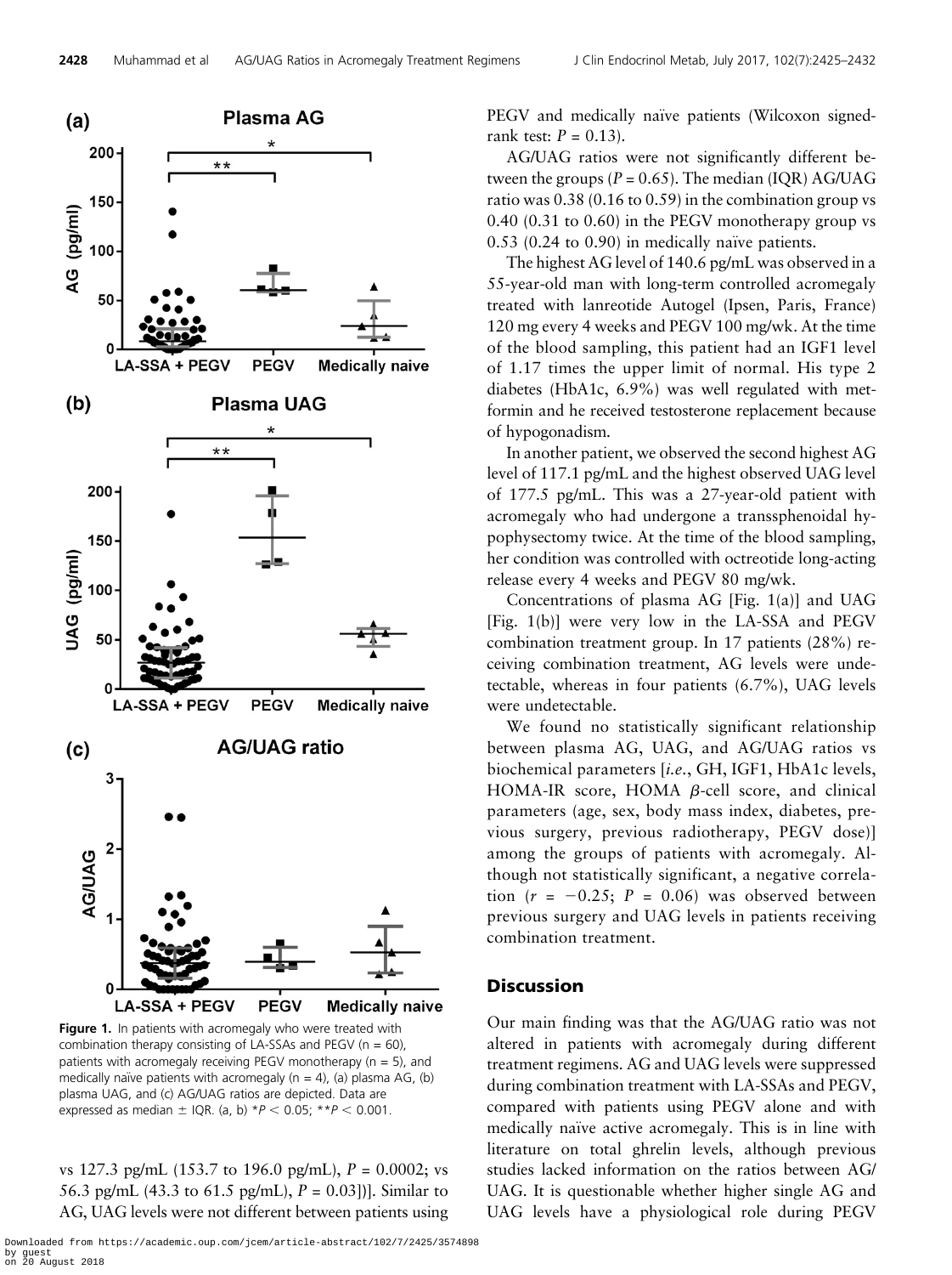**Figure 1.** In patients with acromegaly who were treated with combination therapy consisting of LA-SSAs and PEGV (n = 60), patients with acromegaly receiving PEGV monotherapy (n = 5), and medically naïve patients with acromegaly (n = 4), (a) plasma AG, (b) plasma UAG, and (c) AG/UAG ratios are depicted. Data are expressed as median ± IQR. (a, b) $*P < 0.05$; $**P < 0.001$.

vs 127.3 pg/mL (153.7 to 196.0 pg/mL), $P = 0.0002$; vs 56.3 pg/mL (43.3 to 61.5 pg/mL), $P = 0.03$])]. Similar to AG, UAG levels were not different between patients using PEGV and medically naïve patients (Wilcoxon signed-rank test: $P = 0.13$).

AG/UAG ratios were not significantly different between the groups ($P = 0.65$). The median (IQR) AG/UAG ratio was 0.38 (0.16 to 0.59) in the combination group vs 0.40 (0.31 to 0.60) in the PEGV monotherapy group vs 0.53 (0.24 to 0.90) in medically naïve patients.

The highest AG level of 140.6 pg/mL was observed in a 55-year-old man with long-term controlled acromegaly treated with lanreotide Autogel (Ipsen, Paris, France) 120 mg every 4 weeks and PEGV 100 mg/wk. At the time of the blood sampling, this patient had an IGF1 level of 1.17 times the upper limit of normal. His type 2 diabetes (HbA1c, 6.9%) was well regulated with metformin and he received testosterone replacement because of hypogonadism.

In another patient, we observed the second highest AG level of 117.1 pg/mL and the highest observed UAG level of 177.5 pg/mL. This was a 27-year-old patient with acromegaly who had undergone a transsphenoidal hypophysectomy twice. At the time of the blood sampling, her condition was controlled with octreotide long-acting release every 4 weeks and PEGV 80 mg/wk.

Concentrations of plasma AG [Fig. 1(a)] and UAG [Fig. 1(b)] were very low in the LA-SSA and PEGV combination treatment group. In 17 patients (28%) receiving combination treatment, AG levels were undetectable, whereas in four patients (6.7%), UAG levels were undetectable.

We found no statistically significant relationship between plasma AG, UAG, and AG/UAG ratios vs biochemical parameters [*i.e.*, GH, IGF1, HbA1c levels, HOMA-IR score, HOMA $\beta$-cell score, and clinical parameters (age, sex, body mass index, diabetes, previous surgery, previous radiotherapy, PEGV dose)] among the groups of patients with acromegaly. Although not statistically significant, a negative correlation ($r = -0.25$; $P = 0.06$) was observed between previous surgery and UAG levels in patients receiving combination treatment.

## Discussion

Our main finding was that the AG/UAG ratio was not altered in patients with acromegaly during different treatment regimens. AG and UAG levels were suppressed during combination treatment with LA-SSAs and PEGV, compared with patients using PEGV alone and with medically naïve active acromegaly. This is in line with literature on total ghrelin levels, although previous studies lacked information on the ratios between AG/UAG. It is questionable whether higher single AG and UAG levels have a physiological role during PEGV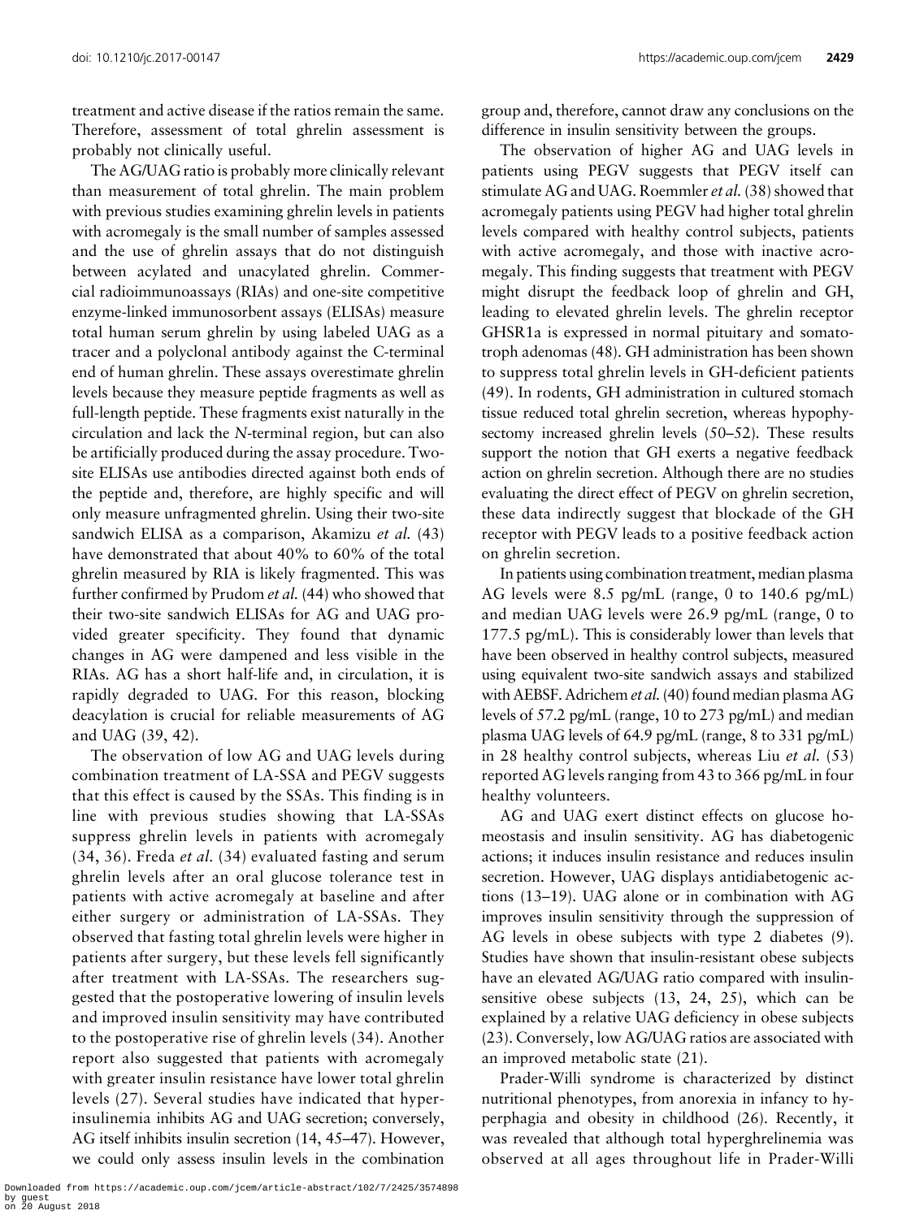treatment and active disease if the ratios remain the same. Therefore, assessment of total ghrelin assessment is probably not clinically useful.

The AG/UAG ratio is probably more clinically relevant than measurement of total ghrelin. The main problem with previous studies examining ghrelin levels in patients with acromegaly is the small number of samples assessed and the use of ghrelin assays that do not distinguish between acylated and unacylated ghrelin. Commercial radioimmunoassays (RIAs) and one-site competitive enzyme-linked immunosorbent assays (ELISAs) measure total human serum ghrelin by using labeled UAG as a tracer and a polyclonal antibody against the C-terminal end of human ghrelin. These assays overestimate ghrelin levels because they measure peptide fragments as well as full-length peptide. These fragments exist naturally in the circulation and lack the *N*-terminal region, but can also be artificially produced during the assay procedure. Two-site ELISAs use antibodies directed against both ends of the peptide and, therefore, are highly specific and will only measure unfragmented ghrelin. Using their two-site sandwich ELISA as a comparison, Akamizu *et al.* (43) have demonstrated that about 40% to 60% of the total ghrelin measured by RIA is likely fragmented. This was further confirmed by Prudom *et al.* (44) who showed that their two-site sandwich ELISAs for AG and UAG provided greater specificity. They found that dynamic changes in AG were dampened and less visible in the RIAs. AG has a short half-life and, in circulation, it is rapidly degraded to UAG. For this reason, blocking deacylation is crucial for reliable measurements of AG and UAG (39, 42).

The observation of low AG and UAG levels during combination treatment of LA-SSA and PEGV suggests that this effect is caused by the SSAs. This finding is in line with previous studies showing that LA-SSAs suppress ghrelin levels in patients with acromegaly (34, 36). Freda *et al.* (34) evaluated fasting and serum ghrelin levels after an oral glucose tolerance test in patients with active acromegaly at baseline and after either surgery or administration of LA-SSAs. They observed that fasting total ghrelin levels were higher in patients after surgery, but these levels fell significantly after treatment with LA-SSAs. The researchers suggested that the postoperative lowering of insulin levels and improved insulin sensitivity may have contributed to the postoperative rise of ghrelin levels (34). Another report also suggested that patients with acromegaly with greater insulin resistance have lower total ghrelin levels (27). Several studies have indicated that hyperinsulinemia inhibits AG and UAG secretion; conversely, AG itself inhibits insulin secretion (14, 45–47). However, we could only assess insulin levels in the combination group and, therefore, cannot draw any conclusions on the difference in insulin sensitivity between the groups.

The observation of higher AG and UAG levels in patients using PEGV suggests that PEGV itself can stimulate AG and UAG. Roemmler *et al.* (38) showed that acromegaly patients using PEGV had higher total ghrelin levels compared with healthy control subjects, patients with active acromegaly, and those with inactive acromegaly. This finding suggests that treatment with PEGV might disrupt the feedback loop of ghrelin and GH, leading to elevated ghrelin levels. The ghrelin receptor GHSR1a is expressed in normal pituitary and somatotroph adenomas (48). GH administration has been shown to suppress total ghrelin levels in GH-deficient patients (49). In rodents, GH administration in cultured stomach tissue reduced total ghrelin secretion, whereas hypophysectomy increased ghrelin levels (50–52). These results support the notion that GH exerts a negative feedback action on ghrelin secretion. Although there are no studies evaluating the direct effect of PEGV on ghrelin secretion, these data indirectly suggest that blockade of the GH receptor with PEGV leads to a positive feedback action on ghrelin secretion.

In patients using combination treatment, median plasma AG levels were 8.5 pg/mL (range, 0 to 140.6 pg/mL) and median UAG levels were 26.9 pg/mL (range, 0 to 177.5 pg/mL). This is considerably lower than levels that have been observed in healthy control subjects, measured using equivalent two-site sandwich assays and stabilized with AEBSF. Adrichem *et al.* (40) found median plasma AG levels of 57.2 pg/mL (range, 10 to 273 pg/mL) and median plasma UAG levels of 64.9 pg/mL (range, 8 to 331 pg/mL) in 28 healthy control subjects, whereas Liu *et al.* (53) reported AG levels ranging from 43 to 366 pg/mL in four healthy volunteers.

AG and UAG exert distinct effects on glucose homeostasis and insulin sensitivity. AG has diabetogenic actions; it induces insulin resistance and reduces insulin secretion. However, UAG displays antidiabetogenic actions (13–19). UAG alone or in combination with AG improves insulin sensitivity through the suppression of AG levels in obese subjects with type 2 diabetes (9). Studies have shown that insulin-resistant obese subjects have an elevated AG/UAG ratio compared with insulin-sensitive obese subjects (13, 24, 25), which can be explained by a relative UAG deficiency in obese subjects (23). Conversely, low AG/UAG ratios are associated with an improved metabolic state (21).

Prader-Willi syndrome is characterized by distinct nutritional phenotypes, from anorexia in infancy to hyperphagia and obesity in childhood (26). Recently, it was revealed that although total hyperghrelinemia was observed at all ages throughout life in Prader-Willi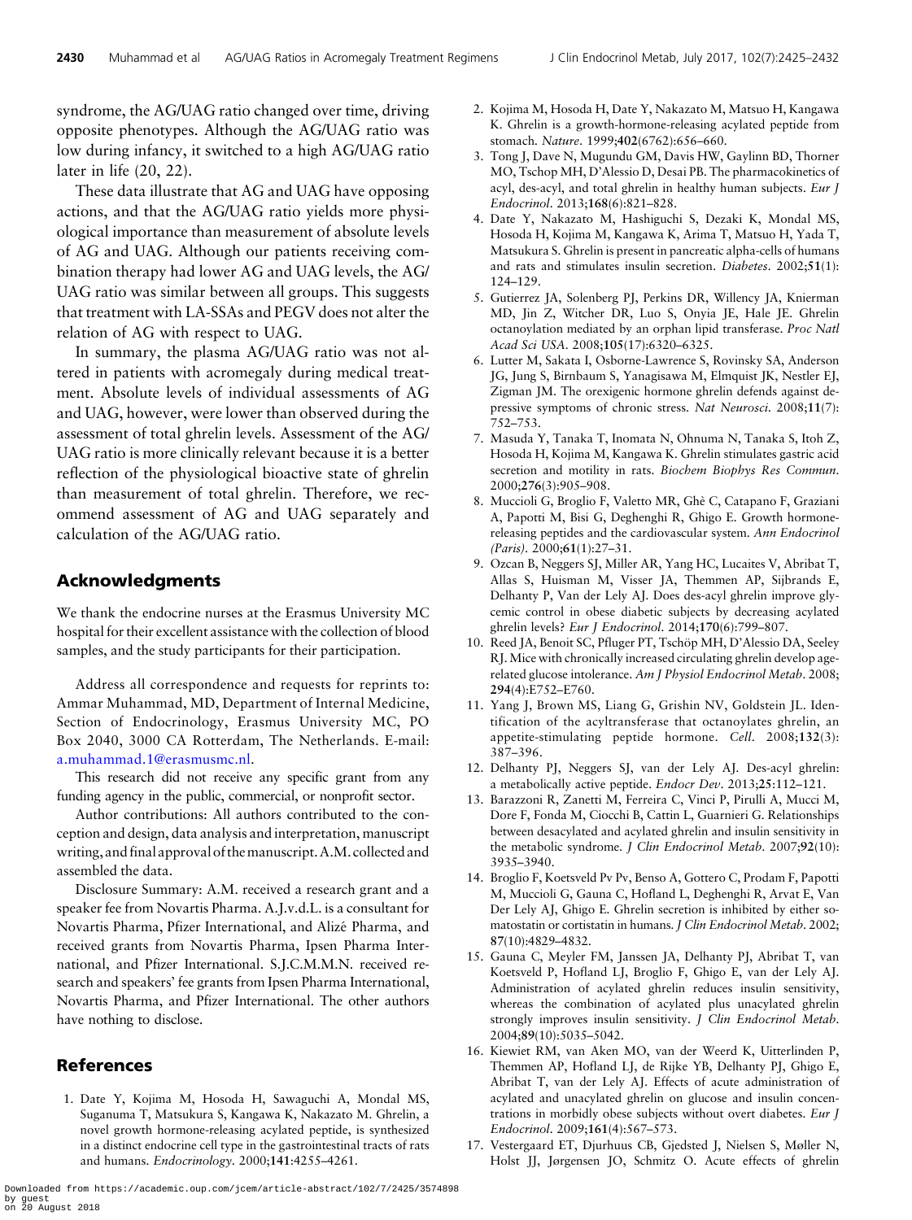syndrome, the AG/UAG ratio changed over time, driving opposite phenotypes. Although the AG/UAG ratio was low during infancy, it switched to a high AG/UAG ratio later in life (20, 22).

These data illustrate that AG and UAG have opposing actions, and that the AG/UAG ratio yields more physiological importance than measurement of absolute levels of AG and UAG. Although our patients receiving combination therapy had lower AG and UAG levels, the AG/UAG ratio was similar between all groups. This suggests that treatment with LA-SSAs and PEGV does not alter the relation of AG with respect to UAG.

In summary, the plasma AG/UAG ratio was not altered in patients with acromegaly during medical treatment. Absolute levels of individual assessments of AG and UAG, however, were lower than observed during the assessment of total ghrelin levels. Assessment of the AG/UAG ratio is more clinically relevant because it is a better reflection of the physiological bioactive state of ghrelin than measurement of total ghrelin. Therefore, we recommend assessment of AG and UAG separately and calculation of the AG/UAG ratio.

## Acknowledgments

We thank the endocrine nurses at the Erasmus University MC hospital for their excellent assistance with the collection of blood samples, and the study participants for their participation.

Address all correspondence and requests for reprints to: Ammar Muhammad, MD, Department of Internal Medicine, Section of Endocrinology, Erasmus University MC, PO Box 2040, 3000 CA Rotterdam, The Netherlands. E-mail: a.muhammad.1@erasmusmc.nl.

This research did not receive any specific grant from any funding agency in the public, commercial, or nonprofit sector.

Author contributions: All authors contributed to the conception and design, data analysis and interpretation, manuscript writing, and final approval of the manuscript. A.M. collected and assembled the data.

Disclosure Summary: A.M. received a research grant and a speaker fee from Novartis Pharma. A.J.v.d.L. is a consultant for Novartis Pharma, Pfizer International, and Alizé Pharma, and received grants from Novartis Pharma, Ipsen Pharma International, and Pfizer International. S.J.C.M.M.N. received research and speakers' fee grants from Ipsen Pharma International, Novartis Pharma, and Pfizer International. The other authors have nothing to disclose.

## References

1. Date Y, Kojima M, Hosoda H, Sawaguchi A, Mondal MS, Suganuma T, Matsukura S, Kangawa K, Nakazato M. Ghrelin, a novel growth hormone-releasing acylated peptide, is synthesized in a distinct endocrine cell type in the gastrointestinal tracts of rats and humans. *Endocrinology*. 2000;**141**:4255–4261.
2. Kojima M, Hosoda H, Date Y, Nakazato M, Matsuo H, Kangawa K. Ghrelin is a growth-hormone-releasing acylated peptide from stomach. *Nature*. 1999;**402**(6762):656–660.
3. Tong J, Dave N, Mugundu GM, Davis HW, Gaylinn BD, Thorner MO, Tschop MH, D'Alessio D, Desai PB. The pharmacokinetics of acyl, des-acyl, and total ghrelin in healthy human subjects. *Eur J Endocrinol*. 2013;**168**(6):821–828.
4. Date Y, Nakazato M, Hashiguchi S, Dezaki K, Mondal MS, Hosoda H, Kojima M, Kangawa K, Arima T, Matsuo H, Yada T, Matsukura S. Ghrelin is present in pancreatic alpha-cells of humans and rats and stimulates insulin secretion. *Diabetes*. 2002;**51**(1): 124–129.
5. Gutierrez JA, Solenberg PJ, Perkins DR, Willency JA, Knierman MD, Jin Z, Witcher DR, Luo S, Onyia JE, Hale JE. Ghrelin octanoylation mediated by an orphan lipid transferase. *Proc Natl Acad Sci USA*. 2008;**105**(17):6320–6325.
6. Lutter M, Sakata I, Osborne-Lawrence S, Rovinsky SA, Anderson JG, Jung S, Birnbaum S, Yanagisawa M, Elmquist JK, Nestler EJ, Zigman JM. The orexigenic hormone ghrelin defends against depressive symptoms of chronic stress. *Nat Neurosci*. 2008;**11**(7): 752–753.
7. Masuda Y, Tanaka T, Inomata N, Ohnuma N, Tanaka S, Itoh Z, Hosoda H, Kojima M, Kangawa K. Ghrelin stimulates gastric acid secretion and motility in rats. *Biochem Biophys Res Commun*. 2000;**276**(3):905–908.
8. Muccioli G, Broglio F, Valetto MR, Ghè C, Catapano F, Graziani A, Papotti M, Bisi G, Deghenghi R, Ghigo E. Growth hormone-releasing peptides and the cardiovascular system. *Ann Endocrinol (Paris)*. 2000;**61**(1):27–31.
9. Ozcan B, Neggers SJ, Miller AR, Yang HC, Lucaites V, Abribat T, Allas S, Huisman M, Visser JA, Themmen AP, Sijbrands E, Delhanty P, Van der Lely AJ. Does des-acyl ghrelin improve glycemic control in obese diabetic subjects by decreasing acylated ghrelin levels? *Eur J Endocrinol*. 2014;**170**(6):799–807.
10. Reed JA, Benoit SC, Pfluger PT, Tschöp MH, D'Alessio DA, Seeley RJ. Mice with chronically increased circulating ghrelin develop age-related glucose intolerance. *Am J Physiol Endocrinol Metab*. 2008; **294**(4):E752–E760.
11. Yang J, Brown MS, Liang G, Grishin NV, Goldstein JL. Identification of the acyltransferase that octanoylates ghrelin, an appetite-stimulating peptide hormone. *Cell*. 2008;**132**(3): 387–396.
12. Delhanty PJ, Neggers SJ, van der Lely AJ. Des-acyl ghrelin: a metabolically active peptide. *Endocr Dev*. 2013;**25**:112–121.
13. Barazzoni R, Zanetti M, Ferreira C, Vinci P, Pirulli A, Mucci M, Dore F, Fonda M, Ciocchi B, Cattin L, Guarnieri G. Relationships between desacylated and acylated ghrelin and insulin sensitivity in the metabolic syndrome. *J Clin Endocrinol Metab*. 2007;**92**(10): 3935–3940.
14. Broglio F, Koetsveld Pv Pv, Benso A, Gottero C, Prodam F, Papotti M, Muccioli G, Gauna C, Hofland L, Deghenghi R, Arvat E, Van Der Lely AJ, Ghigo E. Ghrelin secretion is inhibited by either somatostatin or cortistatin in humans. *J Clin Endocrinol Metab*. 2002; **87**(10):4829–4832.
15. Gauna C, Meyler FM, Janssen JA, Delhanty PJ, Abribat T, van Koetsveld P, Hofland LJ, Broglio F, Ghigo E, van der Lely AJ. Administration of acylated ghrelin reduces insulin sensitivity, whereas the combination of acylated plus unacylated ghrelin strongly improves insulin sensitivity. *J Clin Endocrinol Metab*. 2004;**89**(10):5035–5042.
16. Kiewiet RM, van Aken MO, van der Weerd K, Uitterlinden P, Themmen AP, Hofland LJ, de Rijke YB, Delhanty PJ, Ghigo E, Abribat T, van der Lely AJ. Effects of acute administration of acylated and unacylated ghrelin on glucose and insulin concentrations in morbidly obese subjects without overt diabetes. *Eur J Endocrinol*. 2009;**161**(4):567–573.
17. Vestergaard ET, Djurhuus CB, Gjedsted J, Nielsen S, Møller N, Holst JJ, Jørgensen JO, Schmitz O. Acute effects of ghrelin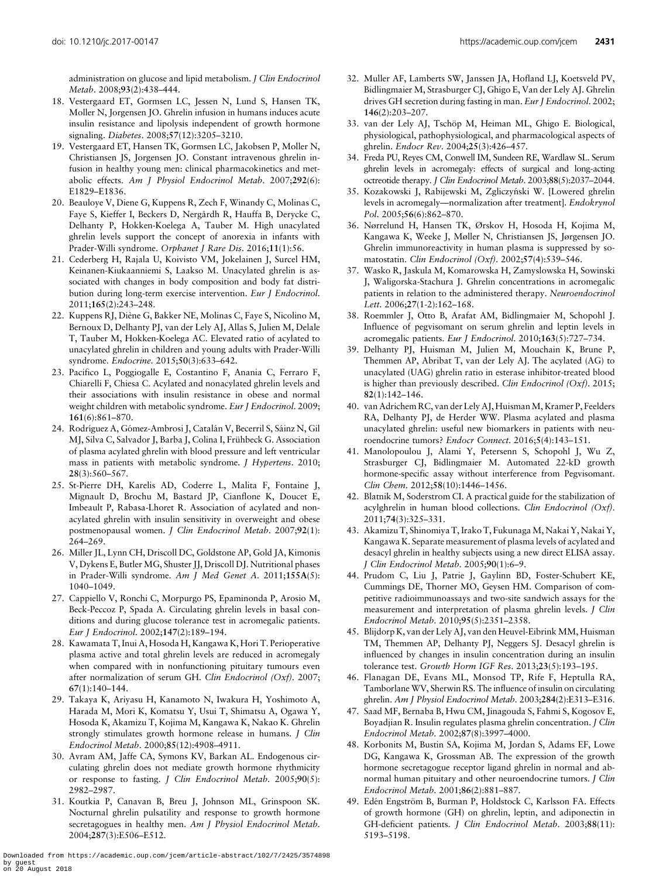administration on glucose and lipid metabolism. *J Clin Endocrinol Metab*. 2008;**93**(2):438–444.

18. Vestergaard ET, Gormsen LC, Jessen N, Lund S, Hansen TK, Moller N, Jorgensen JO. Ghrelin infusion in humans induces acute insulin resistance and lipolysis independent of growth hormone signaling. *Diabetes*. 2008;**57**(12):3205–3210.
19. Vestergaard ET, Hansen TK, Gormsen LC, Jakobsen P, Moller N, Christiansen JS, Jorgensen JO. Constant intravenous ghrelin infusion in healthy young men: clinical pharmacokinetics and metabolic effects. *Am J Physiol Endocrinol Metab*. 2007;**292**(6): E1829–E1836.
20. Beauloye V, Diene G, Kuppens R, Zech F, Winandy C, Molinas C, Faye S, Kieffer I, Beckers D, Nergårdh R, Hauffa B, Derycke C, Delhanty P, Hokken-Koelega A, Tauber M. High unacylated ghrelin levels support the concept of anorexia in infants with Prader-Willi syndrome. *Orphanet J Rare Dis*. 2016;**11**(1):56.
21. Cederberg H, Rajala U, Koivisto VM, Jokelainen J, Surcel HM, Keinanen-Kiukaanniemi S, Laakso M. Unacylated ghrelin is associated with changes in body composition and body fat distribution during long-term exercise intervention. *Eur J Endocrinol*. 2011;**165**(2):243–248.
22. Kuppens RJ, Diène G, Bakker NE, Molinas C, Faye S, Nicolino M, Bernoux D, Delhanty PJ, van der Lely AJ, Allas S, Julien M, Delale T, Tauber M, Hokken-Koelega AC. Elevated ratio of acylated to unacylated ghrelin in children and young adults with Prader-Willi syndrome. *Endocrine*. 2015;**50**(3):633–642.
23. Pacifico L, Poggiogalle E, Costantino F, Anania C, Ferraro F, Chiarelli F, Chiesa C. Acylated and nonacylated ghrelin levels and their associations with insulin resistance in obese and normal weight children with metabolic syndrome. *Eur J Endocrinol*. 2009; **161**(6):861–870.
24. Rodríguez A, Gómez-Ambrosi J, Catalán V, Becerril S, Sáinz N, Gil MJ, Silva C, Salvador J, Barba J, Colina I, Frühbeck G. Association of plasma acylated ghrelin with blood pressure and left ventricular mass in patients with metabolic syndrome. *J Hypertens*. 2010; **28**(3):560–567.
25. St-Pierre DH, Karelis AD, Coderre L, Malita F, Fontaine J, Mignault D, Brochu M, Bastard JP, Cianflone K, Doucet E, Imbeault P, Rabasa-Lhoret R. Association of acylated and nonacylated ghrelin with insulin sensitivity in overweight and obese postmenopausal women. *J Clin Endocrinol Metab*. 2007;**92**(1): 264–269.
26. Miller JL, Lynn CH, Driscoll DC, Goldstone AP, Gold JA, Kimonis V, Dykens E, Butler MG, Shuster JJ, Driscoll DJ. Nutritional phases in Prader-Willi syndrome. *Am J Med Genet A*. 2011;**155A**(5): 1040–1049.
27. Cappiello V, Ronchi C, Morpurgo PS, Epaminonda P, Arosio M, Beck-Peccoz P, Spada A. Circulating ghrelin levels in basal conditions and during glucose tolerance test in acromegalic patients. *Eur J Endocrinol*. 2002;**147**(2):189–194.
28. Kawamata T, Inui A, Hosoda H, Kangawa K, Hori T. Perioperative plasma active and total ghrelin levels are reduced in acromegaly when compared with in nonfunctioning pituitary tumours even after normalization of serum GH. *Clin Endocrinol (Oxf)*. 2007; **67**(1):140–144.
29. Takaya K, Ariyasu H, Kanamoto N, Iwakura H, Yoshimoto A, Harada M, Mori K, Komatsu Y, Usui T, Shimatsu A, Ogawa Y, Hosoda K, Akamizu T, Kojima M, Kangawa K, Nakao K. Ghrelin strongly stimulates growth hormone release in humans. *J Clin Endocrinol Metab*. 2000;**85**(12):4908–4911.
30. Avram AM, Jaffe CA, Symons KV, Barkan AL. Endogenous circulating ghrelin does not mediate growth hormone rhythmicity or response to fasting. *J Clin Endocrinol Metab*. 2005;**90**(5): 2982–2987.
31. Koutkia P, Canavan B, Breu J, Johnson ML, Grinspoon SK. Nocturnal ghrelin pulsatility and response to growth hormone secretagogues in healthy men. *Am J Physiol Endocrinol Metab*. 2004;**287**(3):E506–E512.
32. Muller AF, Lamberts SW, Janssen JA, Hofland LJ, Koetsveld PV, Bidlingmaier M, Strasburger CJ, Ghigo E, Van der Lely AJ. Ghrelin drives GH secretion during fasting in man. *Eur J Endocrinol*. 2002; **146**(2):203–207.
33. van der Lely AJ, Tschöp M, Heiman ML, Ghigo E. Biological, physiological, pathophysiological, and pharmacological aspects of ghrelin. *Endocr Rev*. 2004;**25**(3):426–457.
34. Freda PU, Reyes CM, Conwell IM, Sundeen RE, Wardlaw SL. Serum ghrelin levels in acromegaly: effects of surgical and long-acting octreotide therapy. *J Clin Endocrinol Metab*. 2003;**88**(5):2037–2044.
35. Kozakowski J, Rabijewski M, Zgliczyński W. [Lowered ghrelin levels in acromegaly—normalization after treatment]. *Endokrynol Pol*. 2005;**56**(6):862–870.
36. Nørrelund H, Hansen TK, Ørskov H, Hosoda H, Kojima M, Kangawa K, Weeke J, Møller N, Christiansen JS, Jørgensen JO. Ghrelin immunoreactivity in human plasma is suppressed by somatostatin. *Clin Endocrinol (Oxf)*. 2002;**57**(4):539–546.
37. Wasko R, Jaskula M, Komarowska H, Zamyslowska H, Sowinski J, Waligorska-Stachura J. Ghrelin concentrations in acromegalic patients in relation to the administered therapy. *Neuroendocrinol Lett*. 2006;**27**(1-2):162–168.
38. Roemmler J, Otto B, Arafat AM, Bidlingmaier M, Schopohl J. Influence of pegvisomant on serum ghrelin and leptin levels in acromegalic patients. *Eur J Endocrinol*. 2010;**163**(5):727–734.
39. Delhanty PJ, Huisman M, Julien M, Mouchain K, Brune P, Themmen AP, Abribat T, van der Lely AJ. The acylated (AG) to unacylated (UAG) ghrelin ratio in esterase inhibitor-treated blood is higher than previously described. *Clin Endocrinol (Oxf)*. 2015; **82**(1):142–146.
40. van Adrichem RC, van der Lely AJ, Huisman M, Kramer P, Feelders RA, Delhanty PJ, de Herder WW. Plasma acylated and plasma unacylated ghrelin: useful new biomarkers in patients with neuroendocrine tumors? *Endocr Connect*. 2016;**5**(4):143–151.
41. Manolopoulou J, Alami Y, Petersenn S, Schopohl J, Wu Z, Strasburger CJ, Bidlingmaier M. Automated 22-kD growth hormone-specific assay without interference from Pegvisomant. *Clin Chem*. 2012;**58**(10):1446–1456.
42. Blatnik M, Soderstrom CI. A practical guide for the stabilization of acylghrelin in human blood collections. *Clin Endocrinol (Oxf)*. 2011;**74**(3):325–331.
43. Akamizu T, Shinomiya T, Irako T, Fukunaga M, Nakai Y, Nakai Y, Kangawa K. Separate measurement of plasma levels of acylated and desacyl ghrelin in healthy subjects using a new direct ELISA assay. *J Clin Endocrinol Metab*. 2005;**90**(1):6–9.
44. Prudom C, Liu J, Patrie J, Gaylinn BD, Foster-Schubert KE, Cummings DE, Thorner MO, Geysen HM. Comparison of competitive radioimmunoassays and two-site sandwich assays for the measurement and interpretation of plasma ghrelin levels. *J Clin Endocrinol Metab*. 2010;**95**(5):2351–2358.
45. Blijdorp K, van der Lely AJ, van den Heuvel-Eibrink MM, Huisman TM, Themmen AP, Delhanty PJ, Neggers SJ. Desacyl ghrelin is influenced by changes in insulin concentration during an insulin tolerance test. *Growth Horm IGF Res*. 2013;**23**(5):193–195.
46. Flanagan DE, Evans ML, Monsod TP, Rife F, Heptulla RA, Tamborlane WV, Sherwin RS. The influence of insulin on circulating ghrelin. *Am J Physiol Endocrinol Metab*. 2003;**284**(2):E313–E316.
47. Saad MF, Bernaba B, Hwu CM, Jinagouda S, Fahmi S, Kogosov E, Boyadjian R. Insulin regulates plasma ghrelin concentration. *J Clin Endocrinol Metab*. 2002;**87**(8):3997–4000.
48. Korbonits M, Bustin SA, Kojima M, Jordan S, Adams EF, Lowe DG, Kangawa K, Grossman AB. The expression of the growth hormone secretagogue receptor ligand ghrelin in normal and abnormal human pituitary and other neuroendocrine tumors. *J Clin Endocrinol Metab*. 2001;**86**(2):881–887.
49. Edén Engström B, Burman P, Holdstock C, Karlsson FA. Effects of growth hormone (GH) on ghrelin, leptin, and adiponectin in GH-deficient patients. *J Clin Endocrinol Metab*. 2003;**88**(11): 5193–5198.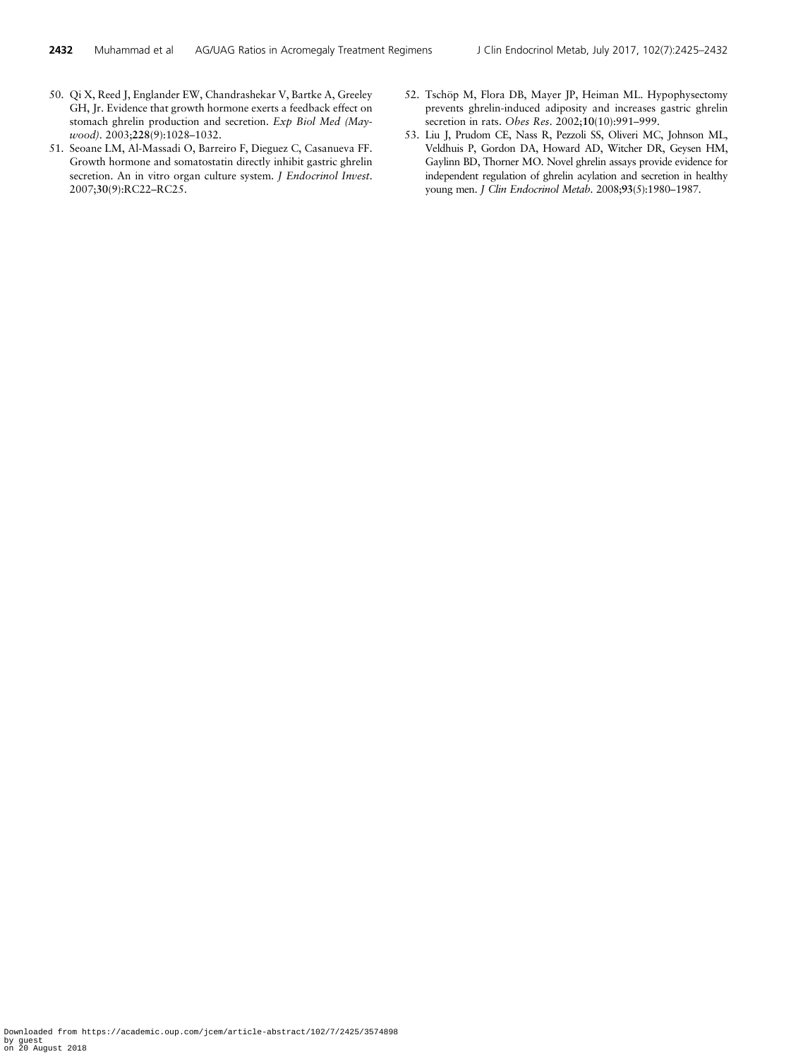50. Qi X, Reed J, Englander EW, Chandrashekar V, Bartke A, Greeley GH, Jr. Evidence that growth hormone exerts a feedback effect on stomach ghrelin production and secretion. *Exp Biol Med (Maywood)*. 2003;**228**(9):1028–1032.
51. Seoane LM, Al-Massadi O, Barreiro F, Dieguez C, Casanueva FF. Growth hormone and somatostatin directly inhibit gastric ghrelin secretion. An in vitro organ culture system. *J Endocrinol Invest*. 2007;**30**(9):RC22–RC25.
52. Tschöp M, Flora DB, Mayer JP, Heiman ML. Hypophysectomy prevents ghrelin-induced adiposity and increases gastric ghrelin secretion in rats. *Obes Res*. 2002;**10**(10):991–999.
53. Liu J, Prudom CE, Nass R, Pezzoli SS, Oliveri MC, Johnson ML, Veldhuis P, Gordon DA, Howard AD, Witcher DR, Geysen HM, Gaylinn BD, Thorner MO. Novel ghrelin assays provide evidence for independent regulation of ghrelin acylation and secretion in healthy young men. *J Clin Endocrinol Metab*. 2008;**93**(5):1980–1987.